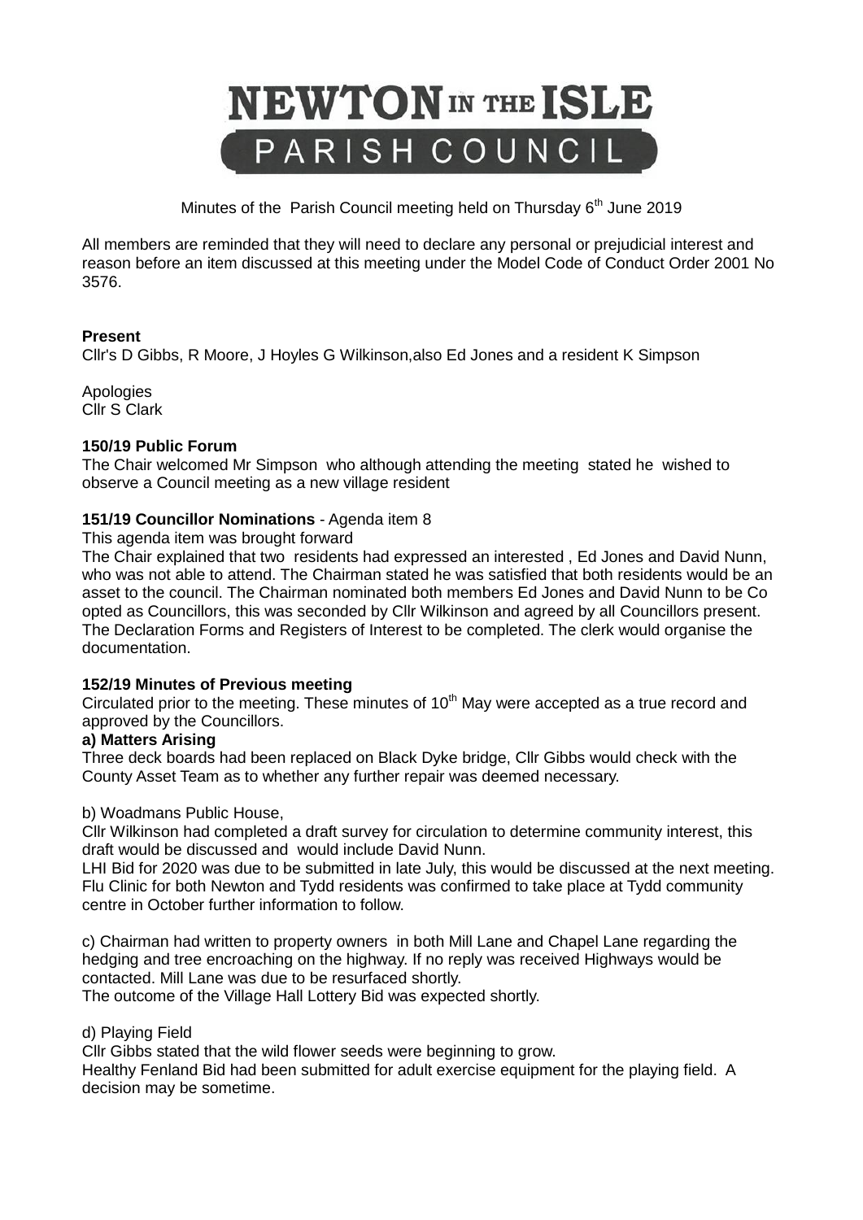# NEWTON IN THE ISLE PARISH COUNCIL

Minutes of the Parish Council meeting held on Thursday 6th June 2019

All members are reminded that they will need to declare any personal or prejudicial interest and reason before an item discussed at this meeting under the Model Code of Conduct Order 2001 No 3576.

**Present**

Cllr's D Gibbs, R Moore, J Hoyles G Wilkinson,also Ed Jones and a resident K Simpson

Apologies
Cllr S Clark

**150/19 Public Forum**

The Chair welcomed Mr Simpson who although attending the meeting stated he wished to observe a Council meeting as a new village resident

**151/19 Councillor Nominations** - Agenda item 8

This agenda item was brought forward

The Chair explained that two residents had expressed an interested , Ed Jones and David Nunn, who was not able to attend. The Chairman stated he was satisfied that both residents would be an asset to the council. The Chairman nominated both members Ed Jones and David Nunn to be Co opted as Councillors, this was seconded by Cllr Wilkinson and agreed by all Councillors present. The Declaration Forms and Registers of Interest to be completed. The clerk would organise the documentation.

**152/19 Minutes of Previous meeting**

Circulated prior to the meeting. These minutes of 10th May were accepted as a true record and approved by the Councillors.

**a) Matters Arising**

Three deck boards had been replaced on Black Dyke bridge, Cllr Gibbs would check with the County Asset Team as to whether any further repair was deemed necessary.

b) Woadmans Public House,

Cllr Wilkinson had completed a draft survey for circulation to determine community interest, this draft would be discussed and would include David Nunn.

LHI Bid for 2020 was due to be submitted in late July, this would be discussed at the next meeting.

Flu Clinic for both Newton and Tydd residents was confirmed to take place at Tydd community centre in October further information to follow.

c) Chairman had written to property owners in both Mill Lane and Chapel Lane regarding the hedging and tree encroaching on the highway. If no reply was received Highways would be contacted. Mill Lane was due to be resurfaced shortly.

The outcome of the Village Hall Lottery Bid was expected shortly.

d) Playing Field

Cllr Gibbs stated that the wild flower seeds were beginning to grow.

Healthy Fenland Bid had been submitted for adult exercise equipment for the playing field. A decision may be sometime.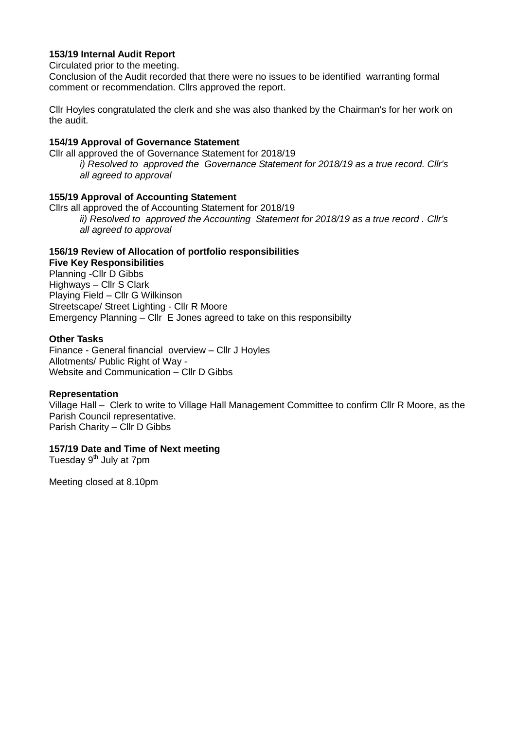**153/19 Internal Audit Report**

Circulated prior to the meeting.

Conclusion of the Audit recorded that there were no issues to be identified warranting formal comment or recommendation. Cllrs approved the report.

Cllr Hoyles congratulated the clerk and she was also thanked by the Chairman's for her work on the audit.

**154/19 Approval of Governance Statement**

Cllr all approved the of Governance Statement for 2018/19

> *i) Resolved to approved the Governance Statement for 2018/19 as a true record. Cllr's all agreed to approval*

**155/19 Approval of Accounting Statement**

Cllrs all approved the of Accounting Statement for 2018/19

> *ii) Resolved to approved the Accounting Statement for 2018/19 as a true record . Cllr's all agreed to approval*

**156/19 Review of Allocation of portfolio responsibilities**

**Five Key Responsibilities**

Planning -Cllr D Gibbs
Highways – Cllr S Clark
Playing Field – Cllr G Wilkinson
Streetscape/ Street Lighting - Cllr R Moore
Emergency Planning – Cllr E Jones agreed to take on this responsibilty

**Other Tasks**

Finance - General financial overview – Cllr J Hoyles
Allotments/ Public Right of Way -
Website and Communication – Cllr D Gibbs

**Representation**

Village Hall – Clerk to write to Village Hall Management Committee to confirm Cllr R Moore, as the Parish Council representative.
Parish Charity – Cllr D Gibbs

**157/19 Date and Time of Next meeting**

Tuesday 9th July at 7pm

Meeting closed at 8.10pm